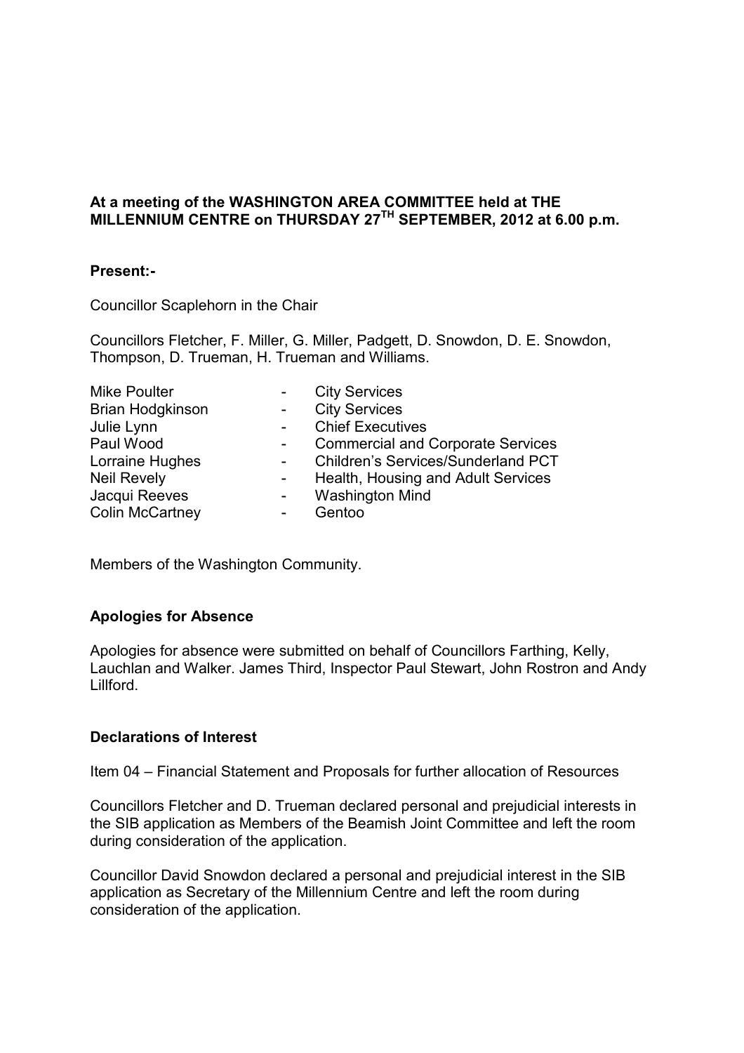**At a meeting of the WASHINGTON AREA COMMITTEE held at THE MILLENNIUM CENTRE on THURSDAY 27TH SEPTEMBER, 2012 at 6.00 p.m.**

**Present:-**

Councillor Scaplehorn in the Chair

Councillors Fletcher, F. Miller, G. Miller, Padgett, D. Snowdon, D. E. Snowdon, Thompson, D. Trueman, H. Trueman and Williams.

| | | |
|---|---|---|
| Mike Poulter | - | City Services |
| Brian Hodgkinson | - | City Services |
| Julie Lynn | - | Chief Executives |
| Paul Wood | - | Commercial and Corporate Services |
| Lorraine Hughes | - | Children's Services/Sunderland PCT |
| Neil Revely | - | Health, Housing and Adult Services |
| Jacqui Reeves | - | Washington Mind |
| Colin McCartney | - | Gentoo |

Members of the Washington Community.

**Apologies for Absence**

Apologies for absence were submitted on behalf of Councillors Farthing, Kelly, Lauchlan and Walker. James Third, Inspector Paul Stewart, John Rostron and Andy Lillford.

**Declarations of Interest**

Item 04 – Financial Statement and Proposals for further allocation of Resources

Councillors Fletcher and D. Trueman declared personal and prejudicial interests in the SIB application as Members of the Beamish Joint Committee and left the room during consideration of the application.

Councillor David Snowdon declared a personal and prejudicial interest in the SIB application as Secretary of the Millennium Centre and left the room during consideration of the application.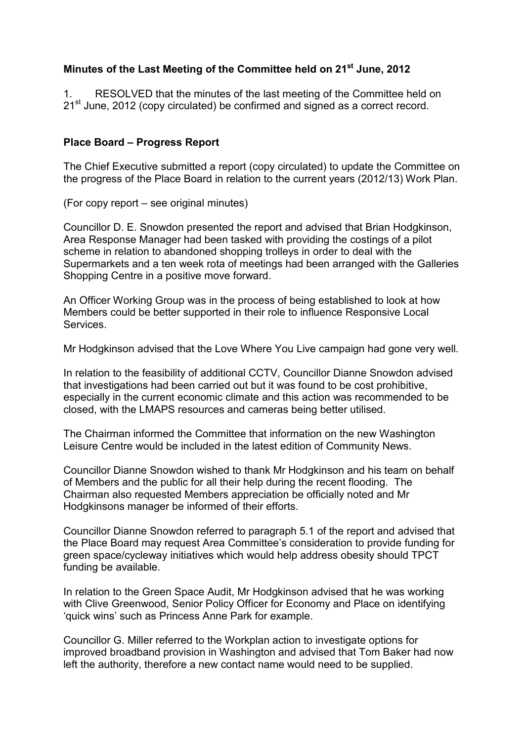**Minutes of the Last Meeting of the Committee held on 21st June, 2012**

1. RESOLVED that the minutes of the last meeting of the Committee held on 21st June, 2012 (copy circulated) be confirmed and signed as a correct record.

**Place Board – Progress Report**

The Chief Executive submitted a report (copy circulated) to update the Committee on the progress of the Place Board in relation to the current years (2012/13) Work Plan.

(For copy report – see original minutes)

Councillor D. E. Snowdon presented the report and advised that Brian Hodgkinson, Area Response Manager had been tasked with providing the costings of a pilot scheme in relation to abandoned shopping trolleys in order to deal with the Supermarkets and a ten week rota of meetings had been arranged with the Galleries Shopping Centre in a positive move forward.

An Officer Working Group was in the process of being established to look at how Members could be better supported in their role to influence Responsive Local Services.

Mr Hodgkinson advised that the Love Where You Live campaign had gone very well.

In relation to the feasibility of additional CCTV, Councillor Dianne Snowdon advised that investigations had been carried out but it was found to be cost prohibitive, especially in the current economic climate and this action was recommended to be closed, with the LMAPS resources and cameras being better utilised.

The Chairman informed the Committee that information on the new Washington Leisure Centre would be included in the latest edition of Community News.

Councillor Dianne Snowdon wished to thank Mr Hodgkinson and his team on behalf of Members and the public for all their help during the recent flooding. The Chairman also requested Members appreciation be officially noted and Mr Hodgkinsons manager be informed of their efforts.

Councillor Dianne Snowdon referred to paragraph 5.1 of the report and advised that the Place Board may request Area Committee's consideration to provide funding for green space/cycleway initiatives which would help address obesity should TPCT funding be available.

In relation to the Green Space Audit, Mr Hodgkinson advised that he was working with Clive Greenwood, Senior Policy Officer for Economy and Place on identifying 'quick wins' such as Princess Anne Park for example.

Councillor G. Miller referred to the Workplan action to investigate options for improved broadband provision in Washington and advised that Tom Baker had now left the authority, therefore a new contact name would need to be supplied.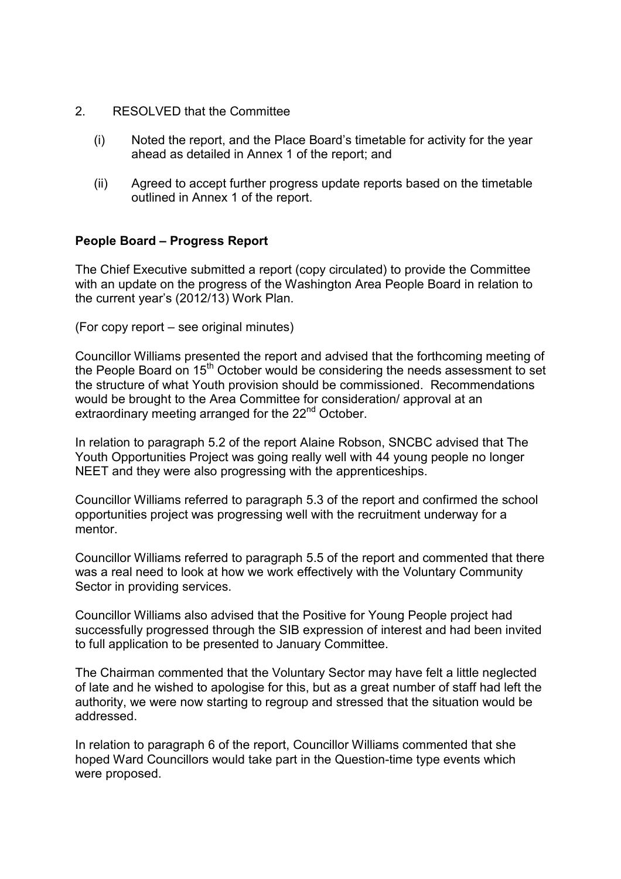2. RESOLVED that the Committee

   (i) Noted the report, and the Place Board's timetable for activity for the year ahead as detailed in Annex 1 of the report; and

   (ii) Agreed to accept further progress update reports based on the timetable outlined in Annex 1 of the report.

**People Board – Progress Report**

The Chief Executive submitted a report (copy circulated) to provide the Committee with an update on the progress of the Washington Area People Board in relation to the current year's (2012/13) Work Plan.

(For copy report – see original minutes)

Councillor Williams presented the report and advised that the forthcoming meeting of the People Board on 15th October would be considering the needs assessment to set the structure of what Youth provision should be commissioned. Recommendations would be brought to the Area Committee for consideration/ approval at an extraordinary meeting arranged for the 22nd October.

In relation to paragraph 5.2 of the report Alaine Robson, SNCBC advised that The Youth Opportunities Project was going really well with 44 young people no longer NEET and they were also progressing with the apprenticeships.

Councillor Williams referred to paragraph 5.3 of the report and confirmed the school opportunities project was progressing well with the recruitment underway for a mentor.

Councillor Williams referred to paragraph 5.5 of the report and commented that there was a real need to look at how we work effectively with the Voluntary Community Sector in providing services.

Councillor Williams also advised that the Positive for Young People project had successfully progressed through the SIB expression of interest and had been invited to full application to be presented to January Committee.

The Chairman commented that the Voluntary Sector may have felt a little neglected of late and he wished to apologise for this, but as a great number of staff had left the authority, we were now starting to regroup and stressed that the situation would be addressed.

In relation to paragraph 6 of the report, Councillor Williams commented that she hoped Ward Councillors would take part in the Question-time type events which were proposed.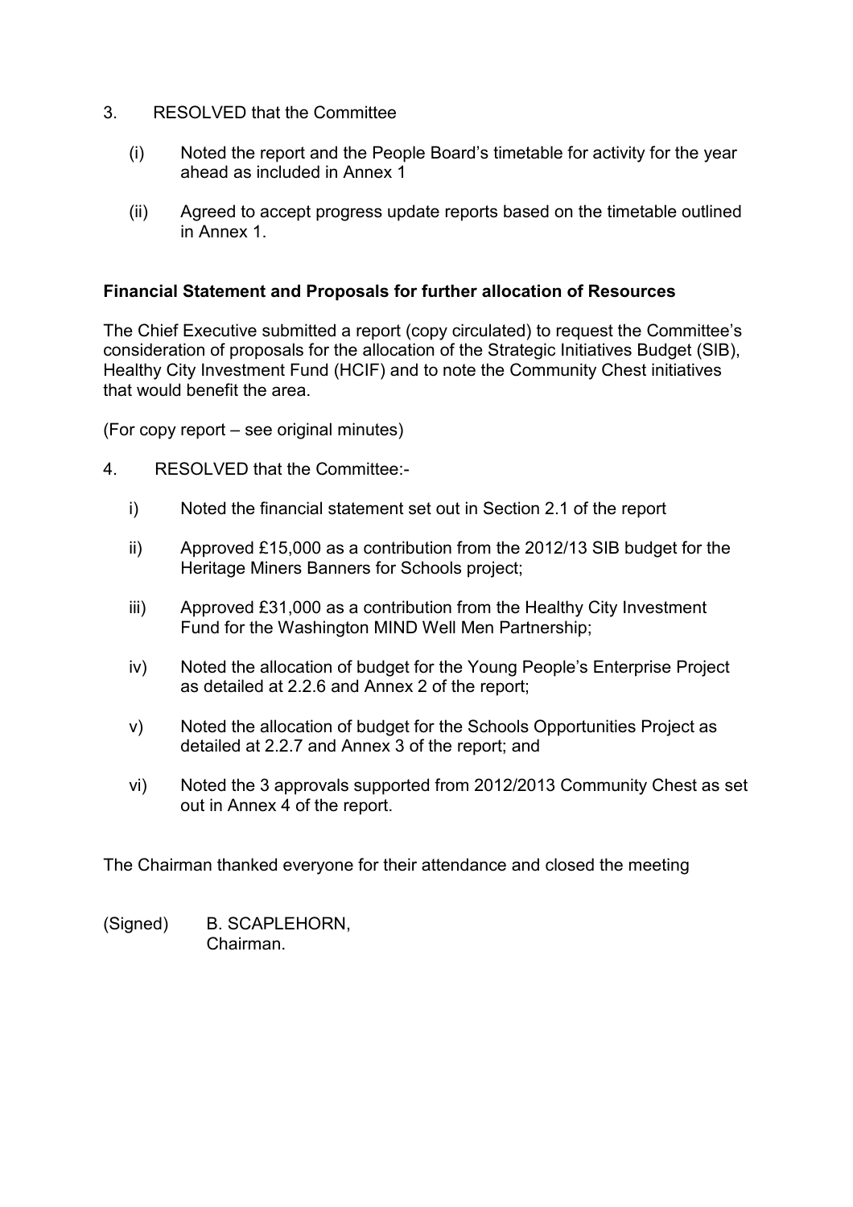3. RESOLVED that the Committee

   (i) Noted the report and the People Board's timetable for activity for the year ahead as included in Annex 1

   (ii) Agreed to accept progress update reports based on the timetable outlined in Annex 1.

**Financial Statement and Proposals for further allocation of Resources**

The Chief Executive submitted a report (copy circulated) to request the Committee's consideration of proposals for the allocation of the Strategic Initiatives Budget (SIB), Healthy City Investment Fund (HCIF) and to note the Community Chest initiatives that would benefit the area.

(For copy report – see original minutes)

4. RESOLVED that the Committee:-

   i) Noted the financial statement set out in Section 2.1 of the report

   ii) Approved £15,000 as a contribution from the 2012/13 SIB budget for the Heritage Miners Banners for Schools project;

   iii) Approved £31,000 as a contribution from the Healthy City Investment Fund for the Washington MIND Well Men Partnership;

   iv) Noted the allocation of budget for the Young People's Enterprise Project as detailed at 2.2.6 and Annex 2 of the report;

   v) Noted the allocation of budget for the Schools Opportunities Project as detailed at 2.2.7 and Annex 3 of the report; and

   vi) Noted the 3 approvals supported from 2012/2013 Community Chest as set out in Annex 4 of the report.

The Chairman thanked everyone for their attendance and closed the meeting

(Signed) B. SCAPLEHORN,
Chairman.